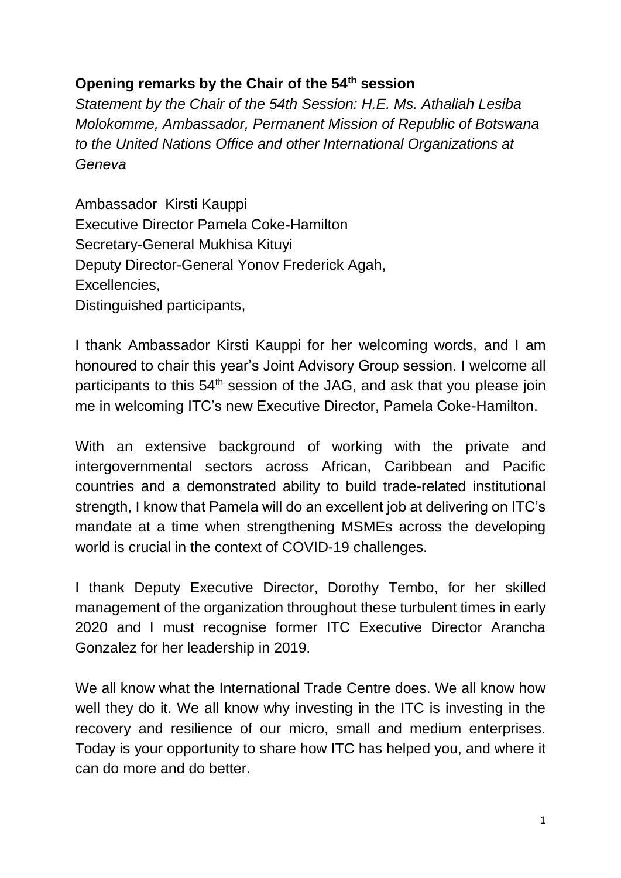**Opening remarks by the Chair of the 54th session**

*Statement by the Chair of the 54th Session: H.E. Ms. Athaliah Lesiba Molokomme, Ambassador, Permanent Mission of Republic of Botswana to the United Nations Office and other International Organizations at Geneva*

Ambassador Kirsti Kauppi
Executive Director Pamela Coke-Hamilton
Secretary-General Mukhisa Kituyi
Deputy Director-General Yonov Frederick Agah,
Excellencies,
Distinguished participants,

I thank Ambassador Kirsti Kauppi for her welcoming words, and I am honoured to chair this year's Joint Advisory Group session. I welcome all participants to this 54th session of the JAG, and ask that you please join me in welcoming ITC's new Executive Director, Pamela Coke-Hamilton.

With an extensive background of working with the private and intergovernmental sectors across African, Caribbean and Pacific countries and a demonstrated ability to build trade-related institutional strength, I know that Pamela will do an excellent job at delivering on ITC's mandate at a time when strengthening MSMEs across the developing world is crucial in the context of COVID-19 challenges.

I thank Deputy Executive Director, Dorothy Tembo, for her skilled management of the organization throughout these turbulent times in early 2020 and I must recognise former ITC Executive Director Arancha Gonzalez for her leadership in 2019.

We all know what the International Trade Centre does. We all know how well they do it. We all know why investing in the ITC is investing in the recovery and resilience of our micro, small and medium enterprises. Today is your opportunity to share how ITC has helped you, and where it can do more and do better.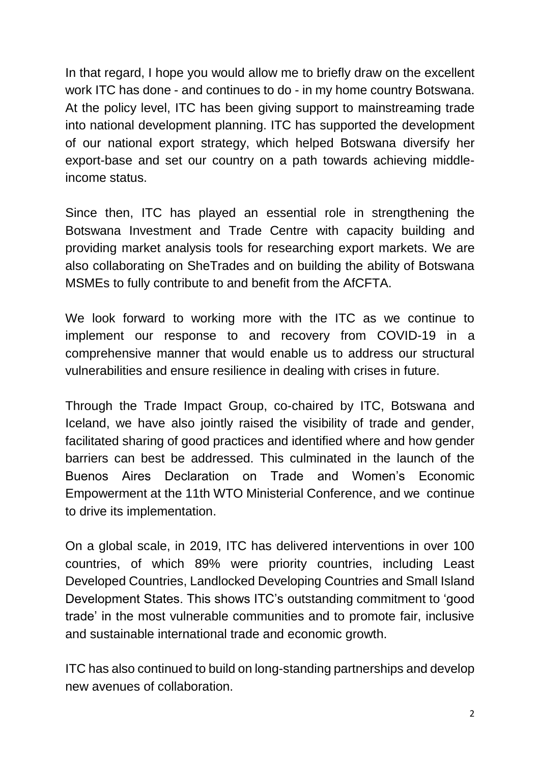In that regard, I hope you would allow me to briefly draw on the excellent work ITC has done - and continues to do - in my home country Botswana. At the policy level, ITC has been giving support to mainstreaming trade into national development planning. ITC has supported the development of our national export strategy, which helped Botswana diversify her export-base and set our country on a path towards achieving middle-income status.

Since then, ITC has played an essential role in strengthening the Botswana Investment and Trade Centre with capacity building and providing market analysis tools for researching export markets. We are also collaborating on SheTrades and on building the ability of Botswana MSMEs to fully contribute to and benefit from the AfCFTA.

We look forward to working more with the ITC as we continue to implement our response to and recovery from COVID-19 in a comprehensive manner that would enable us to address our structural vulnerabilities and ensure resilience in dealing with crises in future.

Through the Trade Impact Group, co-chaired by ITC, Botswana and Iceland, we have also jointly raised the visibility of trade and gender, facilitated sharing of good practices and identified where and how gender barriers can best be addressed. This culminated in the launch of the Buenos Aires Declaration on Trade and Women's Economic Empowerment at the 11th WTO Ministerial Conference, and we continue to drive its implementation.

On a global scale, in 2019, ITC has delivered interventions in over 100 countries, of which 89% were priority countries, including Least Developed Countries, Landlocked Developing Countries and Small Island Development States. This shows ITC's outstanding commitment to 'good trade' in the most vulnerable communities and to promote fair, inclusive and sustainable international trade and economic growth.

ITC has also continued to build on long-standing partnerships and develop new avenues of collaboration.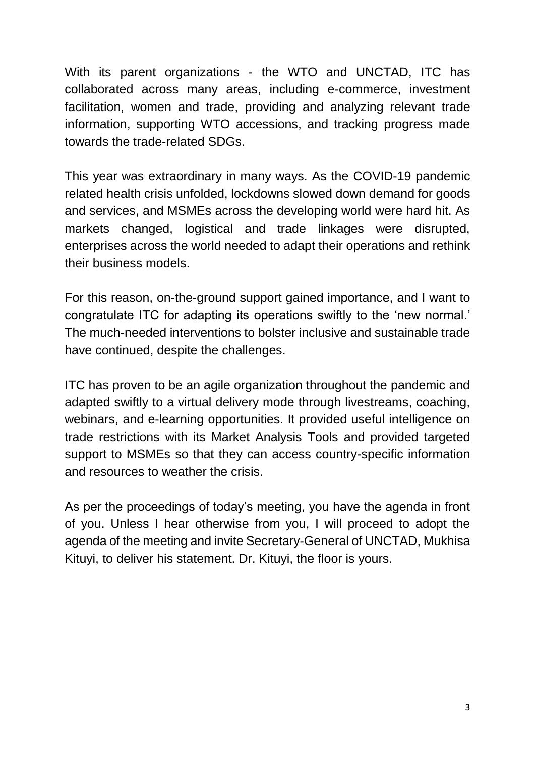With its parent organizations - the WTO and UNCTAD, ITC has collaborated across many areas, including e-commerce, investment facilitation, women and trade, providing and analyzing relevant trade information, supporting WTO accessions, and tracking progress made towards the trade-related SDGs.

This year was extraordinary in many ways. As the COVID-19 pandemic related health crisis unfolded, lockdowns slowed down demand for goods and services, and MSMEs across the developing world were hard hit. As markets changed, logistical and trade linkages were disrupted, enterprises across the world needed to adapt their operations and rethink their business models.

For this reason, on-the-ground support gained importance, and I want to congratulate ITC for adapting its operations swiftly to the 'new normal.' The much-needed interventions to bolster inclusive and sustainable trade have continued, despite the challenges.

ITC has proven to be an agile organization throughout the pandemic and adapted swiftly to a virtual delivery mode through livestreams, coaching, webinars, and e-learning opportunities. It provided useful intelligence on trade restrictions with its Market Analysis Tools and provided targeted support to MSMEs so that they can access country-specific information and resources to weather the crisis.

As per the proceedings of today's meeting, you have the agenda in front of you. Unless I hear otherwise from you, I will proceed to adopt the agenda of the meeting and invite Secretary-General of UNCTAD, Mukhisa Kituyi, to deliver his statement. Dr. Kituyi, the floor is yours.